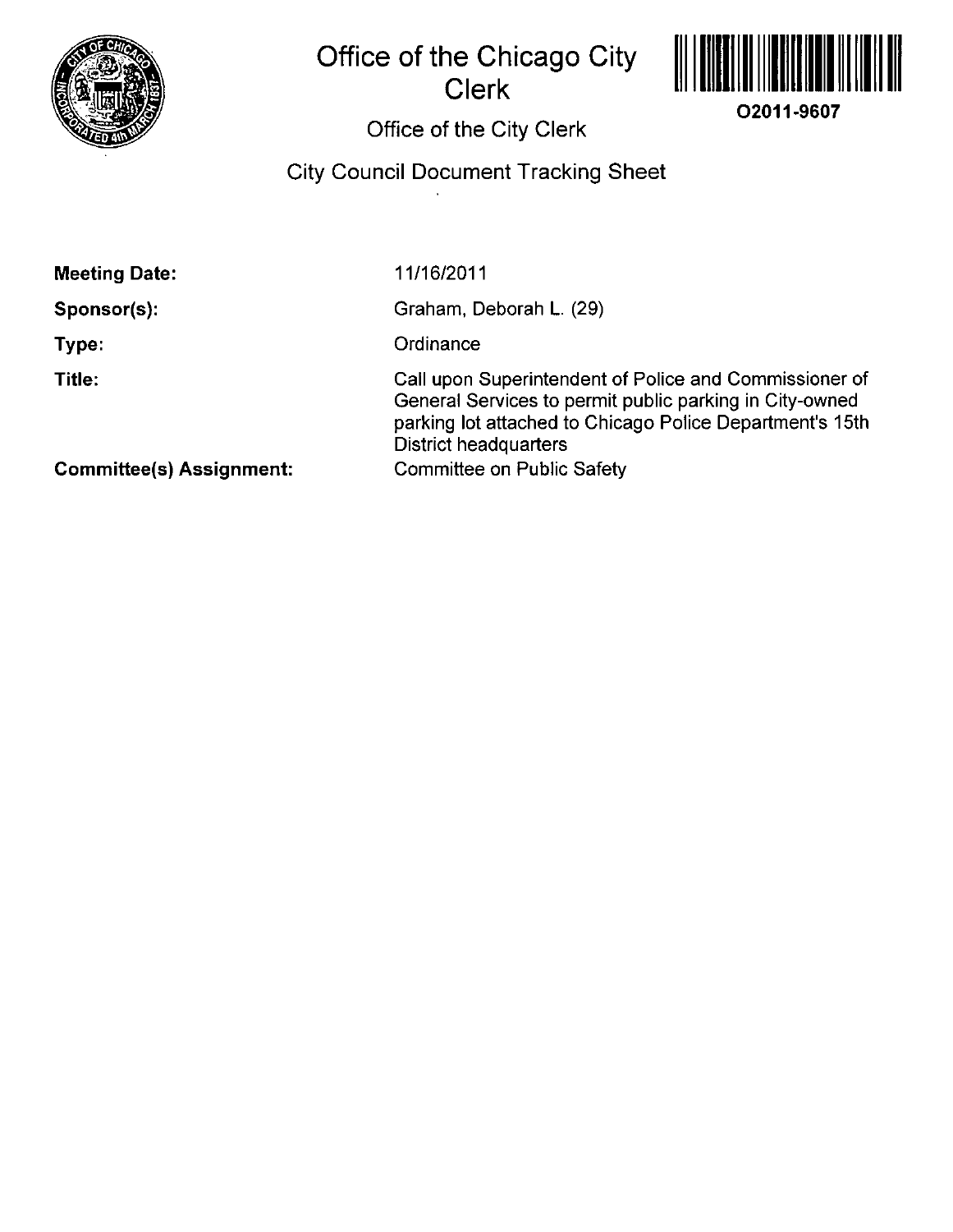# Office of the Chicago City Clerk

O2011-9607

## Office of the City Clerk

## City Council Document Tracking Sheet

| | |
|---|---|
| **Meeting Date:** | 11/16/2011 |
| **Sponsor(s):** | Graham, Deborah L. (29) |
| **Type:** | Ordinance |
| **Title:** | Call upon Superintendent of Police and Commissioner of General Services to permit public parking in City-owned parking lot attached to Chicago Police Department's 15th District headquarters |
| **Committee(s) Assignment:** | Committee on Public Safety |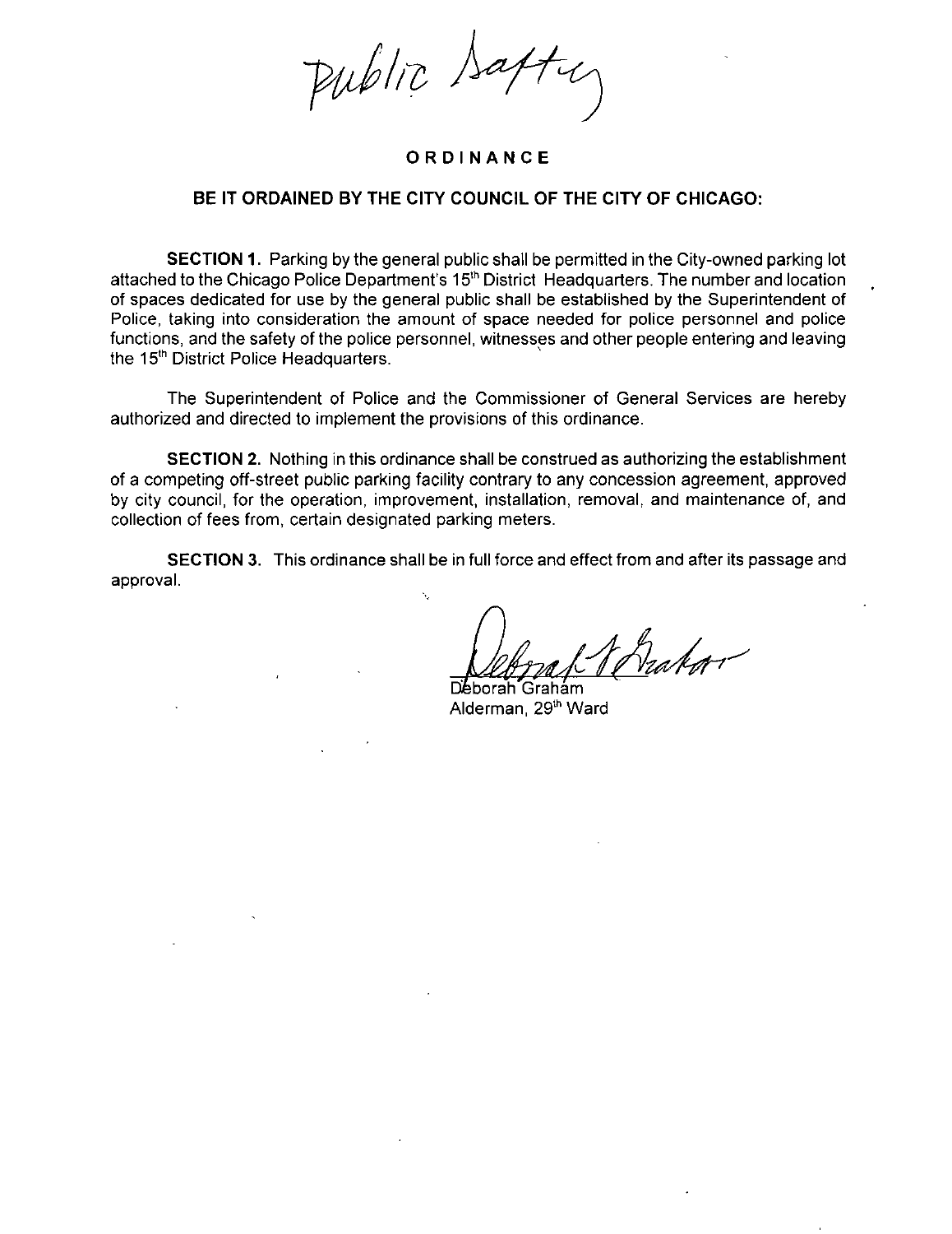Public Saftey

# ORDINANCE

## BE IT ORDAINED BY THE CITY COUNCIL OF THE CITY OF CHICAGO:

**SECTION 1.** Parking by the general public shall be permitted in the City-owned parking lot attached to the Chicago Police Department's 15th District Headquarters. The number and location of spaces dedicated for use by the general public shall be established by the Superintendent of Police, taking into consideration the amount of space needed for police personnel and police functions, and the safety of the police personnel, witnesses and other people entering and leaving the 15th District Police Headquarters.

The Superintendent of Police and the Commissioner of General Services are hereby authorized and directed to implement the provisions of this ordinance.

**SECTION 2.** Nothing in this ordinance shall be construed as authorizing the establishment of a competing off-street public parking facility contrary to any concession agreement, approved by city council, for the operation, improvement, installation, removal, and maintenance of, and collection of fees from, certain designated parking meters.

**SECTION 3.** This ordinance shall be in full force and effect from and after its passage and approval.

Deborah Graham
Alderman, 29th Ward